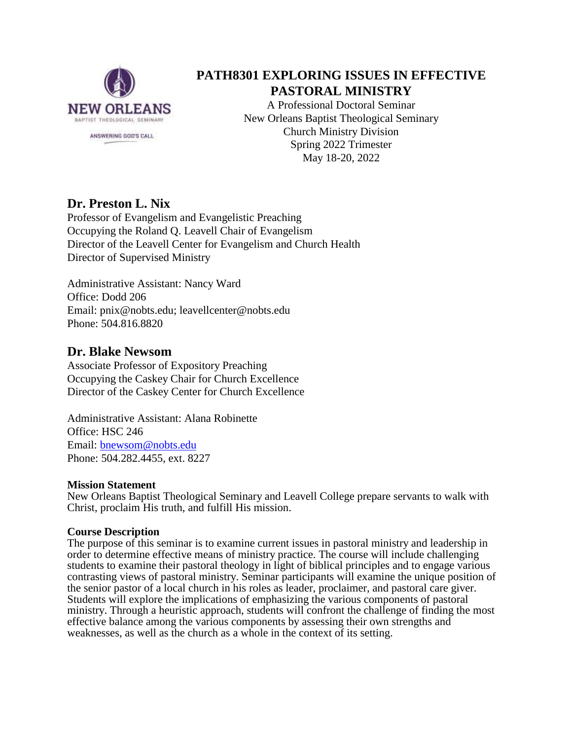# PATH8301 EXPLORING ISSUES IN EFFECTIVE PASTORAL MINISTRY

A Professional Doctoral Seminar
New Orleans Baptist Theological Seminary
Church Ministry Division
Spring 2022 Trimester
May 18-20, 2022

## Dr. Preston L. Nix

Professor of Evangelism and Evangelistic Preaching
Occupying the Roland Q. Leavell Chair of Evangelism
Director of the Leavell Center for Evangelism and Church Health
Director of Supervised Ministry

Administrative Assistant: Nancy Ward
Office: Dodd 206
Email: pnix@nobts.edu; leavellcenter@nobts.edu
Phone: 504.816.8820

## Dr. Blake Newsom

Associate Professor of Expository Preaching
Occupying the Caskey Chair for Church Excellence
Director of the Caskey Center for Church Excellence

Administrative Assistant: Alana Robinette
Office: HSC 246
Email: bnewsom@nobts.edu
Phone: 504.282.4455, ext. 8227

**Mission Statement**
New Orleans Baptist Theological Seminary and Leavell College prepare servants to walk with Christ, proclaim His truth, and fulfill His mission.

**Course Description**
The purpose of this seminar is to examine current issues in pastoral ministry and leadership in order to determine effective means of ministry practice. The course will include challenging students to examine their pastoral theology in light of biblical principles and to engage various contrasting views of pastoral ministry. Seminar participants will examine the unique position of the senior pastor of a local church in his roles as leader, proclaimer, and pastoral care giver. Students will explore the implications of emphasizing the various components of pastoral ministry. Through a heuristic approach, students will confront the challenge of finding the most effective balance among the various components by assessing their own strengths and weaknesses, as well as the church as a whole in the context of its setting.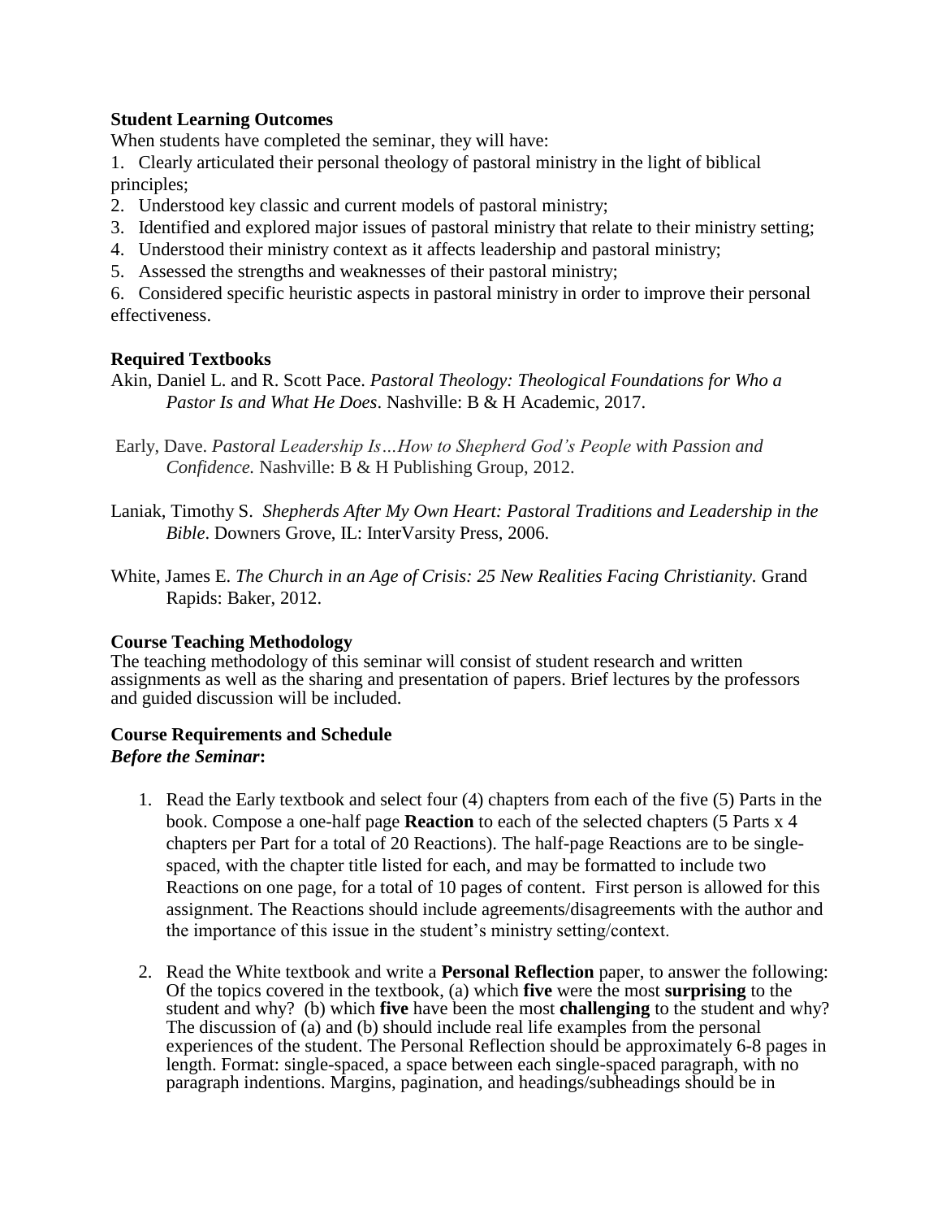**Student Learning Outcomes**

When students have completed the seminar, they will have:

1. Clearly articulated their personal theology of pastoral ministry in the light of biblical principles;
2. Understood key classic and current models of pastoral ministry;
3. Identified and explored major issues of pastoral ministry that relate to their ministry setting;
4. Understood their ministry context as it affects leadership and pastoral ministry;
5. Assessed the strengths and weaknesses of their pastoral ministry;
6. Considered specific heuristic aspects in pastoral ministry in order to improve their personal effectiveness.

**Required Textbooks**

Akin, Daniel L. and R. Scott Pace. *Pastoral Theology: Theological Foundations for Who a Pastor Is and What He Does*. Nashville: B & H Academic, 2017.

Early, Dave. *Pastoral Leadership Is…How to Shepherd God's People with Passion and Confidence.* Nashville: B & H Publishing Group, 2012.

Laniak, Timothy S. *Shepherds After My Own Heart: Pastoral Traditions and Leadership in the Bible*. Downers Grove, IL: InterVarsity Press, 2006.

White, James E. *The Church in an Age of Crisis: 25 New Realities Facing Christianity*. Grand Rapids: Baker, 2012.

**Course Teaching Methodology**

The teaching methodology of this seminar will consist of student research and written assignments as well as the sharing and presentation of papers. Brief lectures by the professors and guided discussion will be included.

**Course Requirements and Schedule**

***Before the Seminar*:**

1. Read the Early textbook and select four (4) chapters from each of the five (5) Parts in the book. Compose a one-half page **Reaction** to each of the selected chapters (5 Parts x 4 chapters per Part for a total of 20 Reactions). The half-page Reactions are to be single-spaced, with the chapter title listed for each, and may be formatted to include two Reactions on one page, for a total of 10 pages of content. First person is allowed for this assignment. The Reactions should include agreements/disagreements with the author and the importance of this issue in the student's ministry setting/context.

2. Read the White textbook and write a **Personal Reflection** paper, to answer the following: Of the topics covered in the textbook, (a) which **five** were the most **surprising** to the student and why? (b) which **five** have been the most **challenging** to the student and why? The discussion of (a) and (b) should include real life examples from the personal experiences of the student. The Personal Reflection should be approximately 6-8 pages in length. Format: single-spaced, a space between each single-spaced paragraph, with no paragraph indentions. Margins, pagination, and headings/subheadings should be in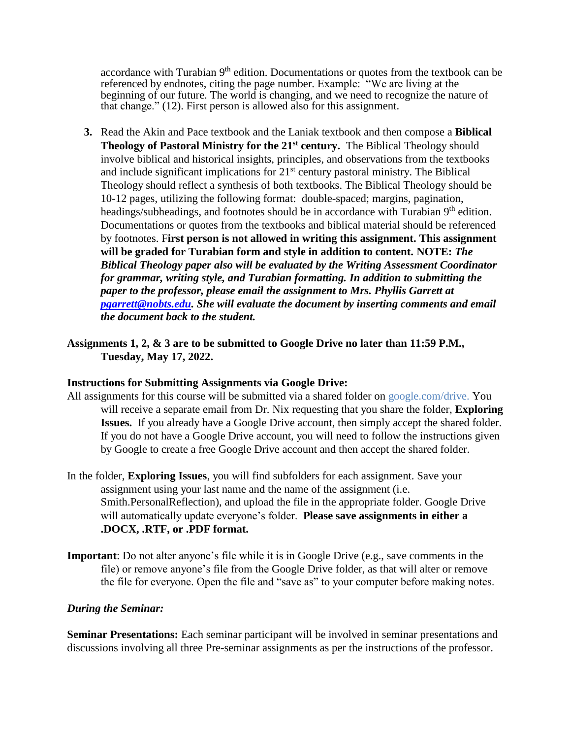accordance with Turabian 9th edition. Documentations or quotes from the textbook can be referenced by endnotes, citing the page number. Example: "We are living at the beginning of our future. The world is changing, and we need to recognize the nature of that change." (12). First person is allowed also for this assignment.

3. Read the Akin and Pace textbook and the Laniak textbook and then compose a **Biblical Theology of Pastoral Ministry for the 21st century.** The Biblical Theology should involve biblical and historical insights, principles, and observations from the textbooks and include significant implications for 21st century pastoral ministry. The Biblical Theology should reflect a synthesis of both textbooks. The Biblical Theology should be 10-12 pages, utilizing the following format: double-spaced; margins, pagination, headings/subheadings, and footnotes should be in accordance with Turabian 9th edition. Documentations or quotes from the textbooks and biblical material should be referenced by footnotes. F**irst person is not allowed in writing this assignment. This assignment will be graded for Turabian form and style in addition to content. NOTE:** ***The Biblical Theology paper also will be evaluated by the Writing Assessment Coordinator for grammar, writing style, and Turabian formatting. In addition to submitting the paper to the professor, please email the assignment to Mrs. Phyllis Garrett at pgarrett@nobts.edu. She will evaluate the document by inserting comments and email the document back to the student.***

**Assignments 1, 2, & 3 are to be submitted to Google Drive no later than 11:59 P.M., Tuesday, May 17, 2022.**

**Instructions for Submitting Assignments via Google Drive:**

All assignments for this course will be submitted via a shared folder on google.com/drive. You will receive a separate email from Dr. Nix requesting that you share the folder, **Exploring Issues.** If you already have a Google Drive account, then simply accept the shared folder. If you do not have a Google Drive account, you will need to follow the instructions given by Google to create a free Google Drive account and then accept the shared folder.

In the folder, **Exploring Issues**, you will find subfolders for each assignment. Save your assignment using your last name and the name of the assignment (i.e. Smith.PersonalReflection), and upload the file in the appropriate folder. Google Drive will automatically update everyone's folder. **Please save assignments in either a .DOCX, .RTF, or .PDF format.**

**Important**: Do not alter anyone's file while it is in Google Drive (e.g., save comments in the file) or remove anyone's file from the Google Drive folder, as that will alter or remove the file for everyone. Open the file and "save as" to your computer before making notes.

*During the Seminar:*

**Seminar Presentations:** Each seminar participant will be involved in seminar presentations and discussions involving all three Pre-seminar assignments as per the instructions of the professor.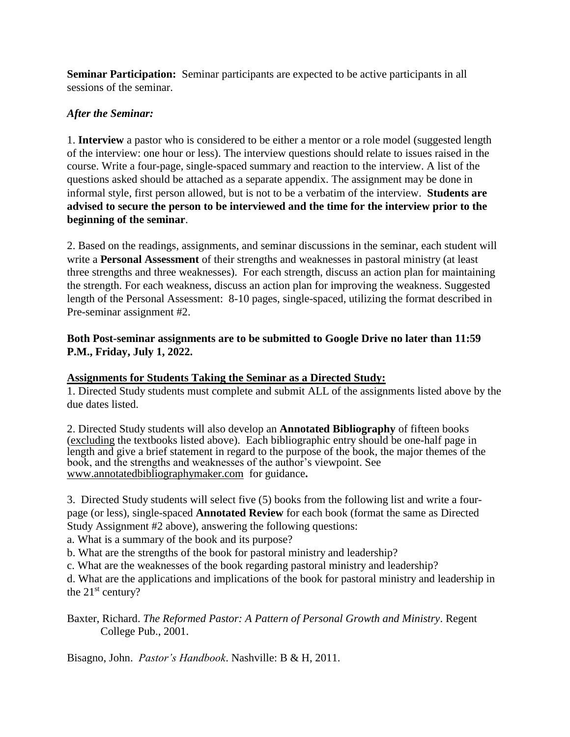**Seminar Participation:** Seminar participants are expected to be active participants in all sessions of the seminar.

***After the Seminar:***

1. **Interview** a pastor who is considered to be either a mentor or a role model (suggested length of the interview: one hour or less). The interview questions should relate to issues raised in the course. Write a four-page, single-spaced summary and reaction to the interview. A list of the questions asked should be attached as a separate appendix. The assignment may be done in informal style, first person allowed, but is not to be a verbatim of the interview. **Students are advised to secure the person to be interviewed and the time for the interview prior to the beginning of the seminar**.

2. Based on the readings, assignments, and seminar discussions in the seminar, each student will write a **Personal Assessment** of their strengths and weaknesses in pastoral ministry (at least three strengths and three weaknesses). For each strength, discuss an action plan for maintaining the strength. For each weakness, discuss an action plan for improving the weakness. Suggested length of the Personal Assessment: 8-10 pages, single-spaced, utilizing the format described in Pre-seminar assignment #2.

**Both Post-seminar assignments are to be submitted to Google Drive no later than 11:59 P.M., Friday, July 1, 2022.**

**Assignments for Students Taking the Seminar as a Directed Study:**

1. Directed Study students must complete and submit ALL of the assignments listed above by the due dates listed.

2. Directed Study students will also develop an **Annotated Bibliography** of fifteen books (excluding the textbooks listed above). Each bibliographic entry should be one-half page in length and give a brief statement in regard to the purpose of the book, the major themes of the book, and the strengths and weaknesses of the author's viewpoint. See www.annotatedbibliographymaker.com for guidance**.**

3. Directed Study students will select five (5) books from the following list and write a four-page (or less), single-spaced **Annotated Review** for each book (format the same as Directed Study Assignment #2 above), answering the following questions:

a. What is a summary of the book and its purpose?
b. What are the strengths of the book for pastoral ministry and leadership?
c. What are the weaknesses of the book regarding pastoral ministry and leadership?
d. What are the applications and implications of the book for pastoral ministry and leadership in the 21st century?

Baxter, Richard. *The Reformed Pastor: A Pattern of Personal Growth and Ministry*. Regent College Pub., 2001.

Bisagno, John. *Pastor's Handbook*. Nashville: B & H, 2011.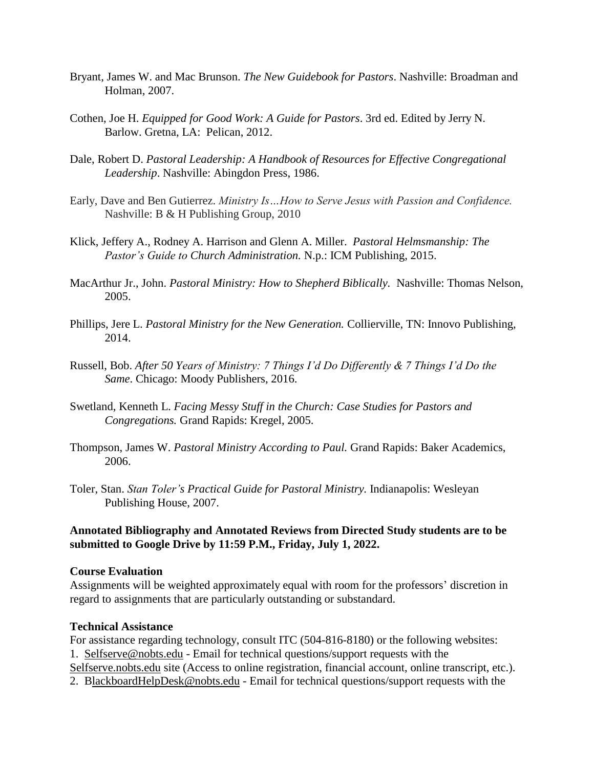Bryant, James W. and Mac Brunson. *The New Guidebook for Pastors*. Nashville: Broadman and Holman, 2007.

Cothen, Joe H. *Equipped for Good Work: A Guide for Pastors*. 3rd ed. Edited by Jerry N. Barlow. Gretna, LA: Pelican, 2012.

Dale, Robert D. *Pastoral Leadership: A Handbook of Resources for Effective Congregational Leadership*. Nashville: Abingdon Press, 1986.

Early, Dave and Ben Gutierrez. *Ministry Is…How to Serve Jesus with Passion and Confidence.* Nashville: B & H Publishing Group, 2010

Klick, Jeffery A., Rodney A. Harrison and Glenn A. Miller. *Pastoral Helmsmanship: The Pastor's Guide to Church Administration.* N.p.: ICM Publishing, 2015.

MacArthur Jr., John. *Pastoral Ministry: How to Shepherd Biblically.* Nashville: Thomas Nelson, 2005.

Phillips, Jere L. *Pastoral Ministry for the New Generation.* Collierville, TN: Innovo Publishing, 2014.

Russell, Bob. *After 50 Years of Ministry: 7 Things I'd Do Differently & 7 Things I'd Do the Same*. Chicago: Moody Publishers, 2016.

Swetland, Kenneth L. *Facing Messy Stuff in the Church: Case Studies for Pastors and Congregations.* Grand Rapids: Kregel, 2005.

Thompson, James W. *Pastoral Ministry According to Paul.* Grand Rapids: Baker Academics, 2006.

Toler, Stan. *Stan Toler's Practical Guide for Pastoral Ministry.* Indianapolis: Wesleyan Publishing House, 2007.

**Annotated Bibliography and Annotated Reviews from Directed Study students are to be submitted to Google Drive by 11:59 P.M., Friday, July 1, 2022.**

**Course Evaluation**

Assignments will be weighted approximately equal with room for the professors' discretion in regard to assignments that are particularly outstanding or substandard.

**Technical Assistance**

For assistance regarding technology, consult ITC (504-816-8180) or the following websites:

1. Selfserve@nobts.edu - Email for technical questions/support requests with the Selfserve.nobts.edu site (Access to online registration, financial account, online transcript, etc.).
2. BlackboardHelpDesk@nobts.edu - Email for technical questions/support requests with the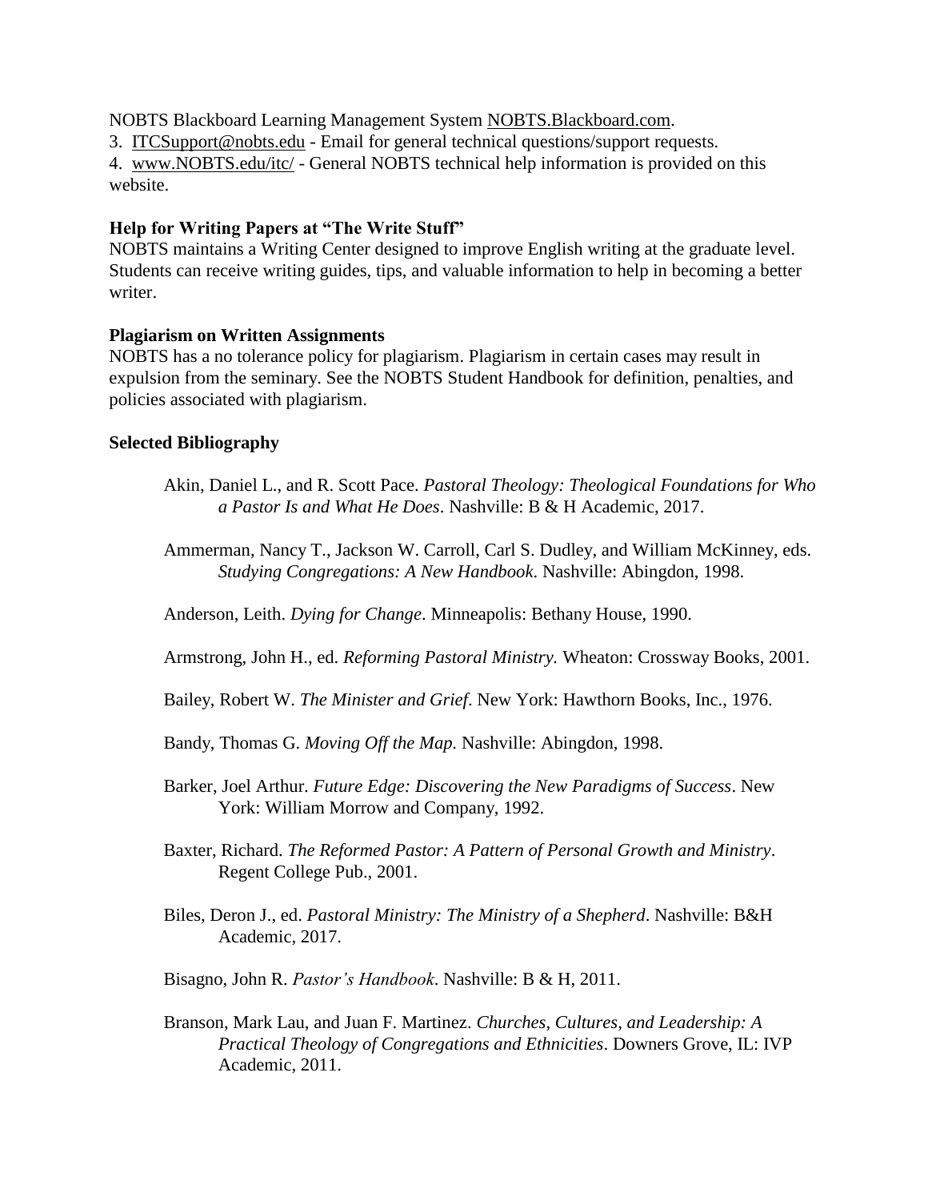NOBTS Blackboard Learning Management System NOBTS.Blackboard.com.

3. ITCSupport@nobts.edu - Email for general technical questions/support requests.
4. www.NOBTS.edu/itc/ - General NOBTS technical help information is provided on this website.

**Help for Writing Papers at "The Write Stuff"**

NOBTS maintains a Writing Center designed to improve English writing at the graduate level. Students can receive writing guides, tips, and valuable information to help in becoming a better writer.

**Plagiarism on Written Assignments**

NOBTS has a no tolerance policy for plagiarism. Plagiarism in certain cases may result in expulsion from the seminary. See the NOBTS Student Handbook for definition, penalties, and policies associated with plagiarism.

**Selected Bibliography**

Akin, Daniel L., and R. Scott Pace. *Pastoral Theology: Theological Foundations for Who a Pastor Is and What He Does*. Nashville: B & H Academic, 2017.

Ammerman, Nancy T., Jackson W. Carroll, Carl S. Dudley, and William McKinney, eds. *Studying Congregations: A New Handbook*. Nashville: Abingdon, 1998.

Anderson, Leith. *Dying for Change*. Minneapolis: Bethany House, 1990.

Armstrong, John H., ed. *Reforming Pastoral Ministry.* Wheaton: Crossway Books, 2001.

Bailey, Robert W. *The Minister and Grief*. New York: Hawthorn Books, Inc., 1976.

Bandy, Thomas G. *Moving Off the Map.* Nashville: Abingdon, 1998.

Barker, Joel Arthur. *Future Edge: Discovering the New Paradigms of Success*. New York: William Morrow and Company, 1992.

Baxter, Richard. *The Reformed Pastor: A Pattern of Personal Growth and Ministry*. Regent College Pub., 2001.

Biles, Deron J., ed. *Pastoral Ministry: The Ministry of a Shepherd*. Nashville: B&H Academic, 2017.

Bisagno, John R. *Pastor's Handbook*. Nashville: B & H, 2011.

Branson, Mark Lau, and Juan F. Martinez. *Churches, Cultures, and Leadership: A Practical Theology of Congregations and Ethnicities*. Downers Grove, IL: IVP Academic, 2011.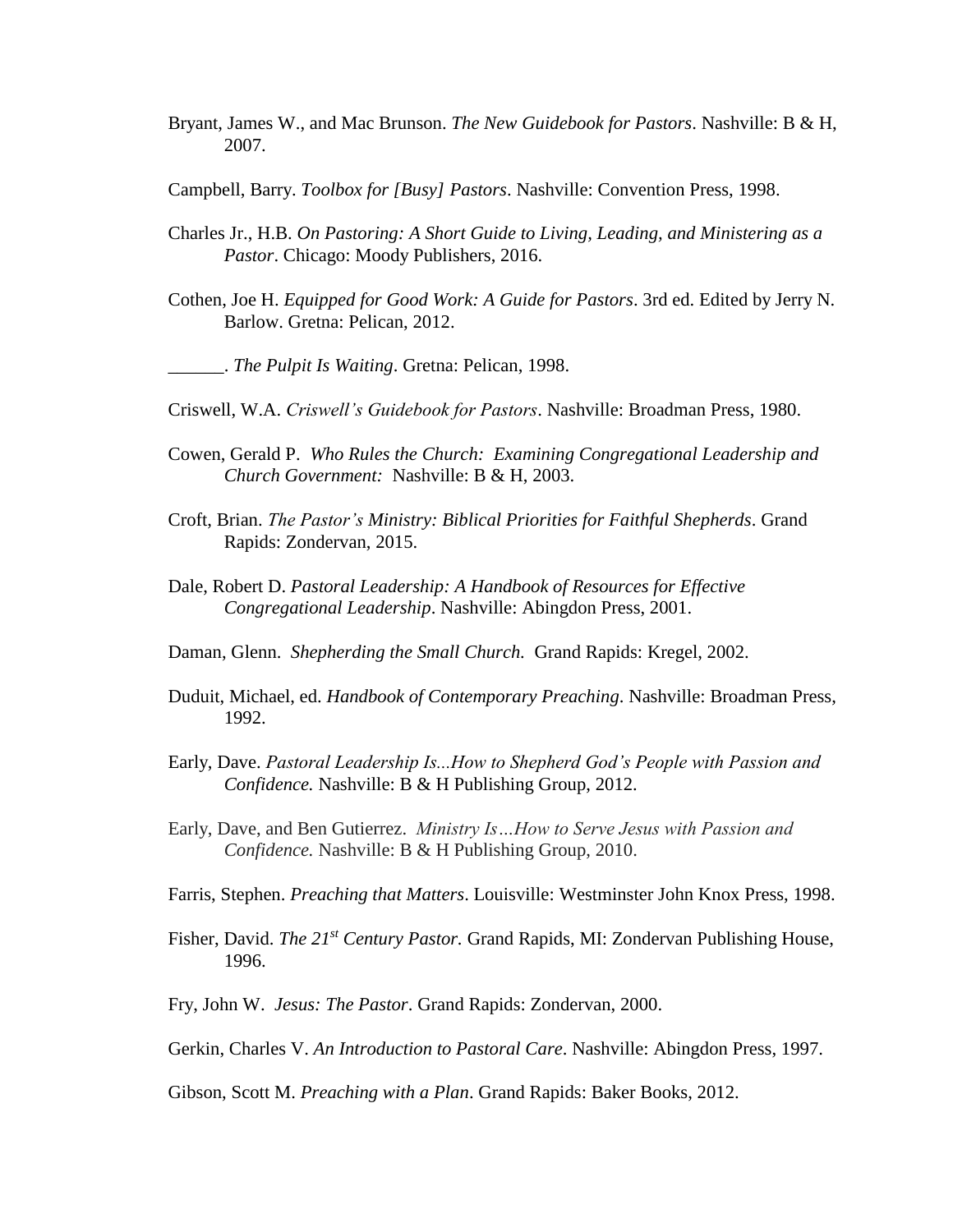Bryant, James W., and Mac Brunson. *The New Guidebook for Pastors*. Nashville: B & H, 2007.

Campbell, Barry. *Toolbox for [Busy] Pastors*. Nashville: Convention Press, 1998.

Charles Jr., H.B. *On Pastoring: A Short Guide to Living, Leading, and Ministering as a Pastor*. Chicago: Moody Publishers, 2016.

Cothen, Joe H. *Equipped for Good Work: A Guide for Pastors*. 3rd ed. Edited by Jerry N. Barlow. Gretna: Pelican, 2012.

______. *The Pulpit Is Waiting*. Gretna: Pelican, 1998.

Criswell, W.A. *Criswell's Guidebook for Pastors*. Nashville: Broadman Press, 1980.

Cowen, Gerald P. *Who Rules the Church: Examining Congregational Leadership and Church Government:* Nashville: B & H, 2003.

Croft, Brian. *The Pastor's Ministry: Biblical Priorities for Faithful Shepherds*. Grand Rapids: Zondervan, 2015.

Dale, Robert D. *Pastoral Leadership: A Handbook of Resources for Effective Congregational Leadership*. Nashville: Abingdon Press, 2001.

Daman, Glenn. *Shepherding the Small Church.* Grand Rapids: Kregel, 2002.

Duduit, Michael, ed. *Handbook of Contemporary Preaching*. Nashville: Broadman Press, 1992.

Early, Dave. *Pastoral Leadership Is...How to Shepherd God's People with Passion and Confidence.* Nashville: B & H Publishing Group, 2012.

Early, Dave, and Ben Gutierrez. *Ministry Is…How to Serve Jesus with Passion and Confidence.* Nashville: B & H Publishing Group, 2010.

Farris, Stephen. *Preaching that Matters*. Louisville: Westminster John Knox Press, 1998.

Fisher, David. *The 21st Century Pastor.* Grand Rapids, MI: Zondervan Publishing House, 1996.

Fry, John W. *Jesus: The Pastor*. Grand Rapids: Zondervan, 2000.

Gerkin, Charles V. *An Introduction to Pastoral Care*. Nashville: Abingdon Press, 1997.

Gibson, Scott M. *Preaching with a Plan*. Grand Rapids: Baker Books, 2012.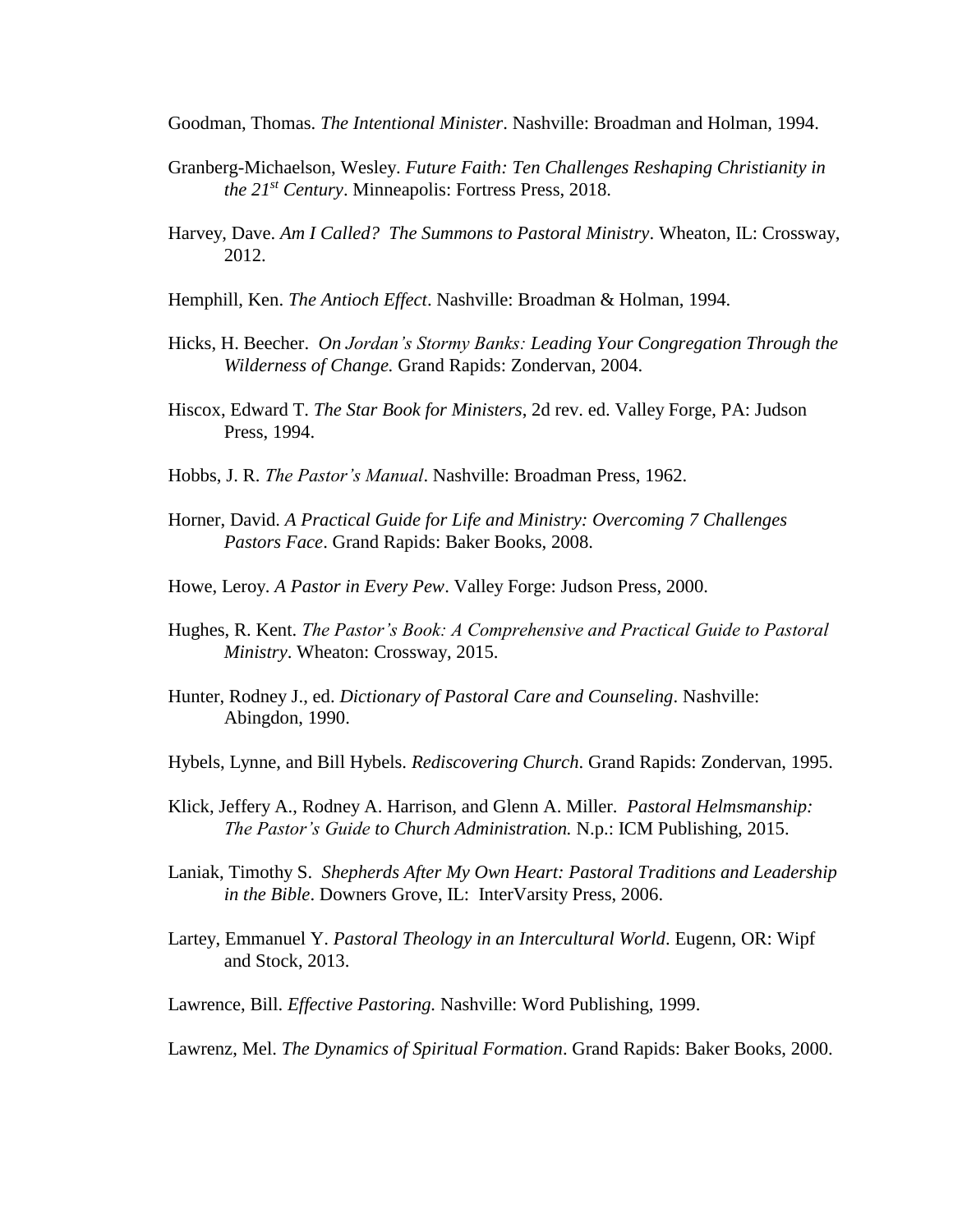Goodman, Thomas. *The Intentional Minister*. Nashville: Broadman and Holman, 1994.

Granberg-Michaelson, Wesley. *Future Faith: Ten Challenges Reshaping Christianity in the 21st Century*. Minneapolis: Fortress Press, 2018.

Harvey, Dave. *Am I Called? The Summons to Pastoral Ministry*. Wheaton, IL: Crossway, 2012.

Hemphill, Ken. *The Antioch Effect*. Nashville: Broadman & Holman, 1994.

Hicks, H. Beecher. *On Jordan's Stormy Banks: Leading Your Congregation Through the Wilderness of Change.* Grand Rapids: Zondervan, 2004.

Hiscox, Edward T. *The Star Book for Ministers*, 2d rev. ed. Valley Forge, PA: Judson Press, 1994.

Hobbs, J. R. *The Pastor's Manual*. Nashville: Broadman Press, 1962.

Horner, David. *A Practical Guide for Life and Ministry: Overcoming 7 Challenges Pastors Face*. Grand Rapids: Baker Books, 2008.

Howe, Leroy. *A Pastor in Every Pew*. Valley Forge: Judson Press, 2000.

Hughes, R. Kent. *The Pastor's Book: A Comprehensive and Practical Guide to Pastoral Ministry*. Wheaton: Crossway, 2015.

Hunter, Rodney J., ed. *Dictionary of Pastoral Care and Counseling*. Nashville: Abingdon, 1990.

Hybels, Lynne, and Bill Hybels. *Rediscovering Church*. Grand Rapids: Zondervan, 1995.

Klick, Jeffery A., Rodney A. Harrison, and Glenn A. Miller. *Pastoral Helmsmanship: The Pastor's Guide to Church Administration.* N.p.: ICM Publishing, 2015.

Laniak, Timothy S. *Shepherds After My Own Heart: Pastoral Traditions and Leadership in the Bible*. Downers Grove, IL: InterVarsity Press, 2006.

Lartey, Emmanuel Y. *Pastoral Theology in an Intercultural World*. Eugenn, OR: Wipf and Stock, 2013.

Lawrence, Bill. *Effective Pastoring.* Nashville: Word Publishing, 1999.

Lawrenz, Mel. *The Dynamics of Spiritual Formation*. Grand Rapids: Baker Books, 2000.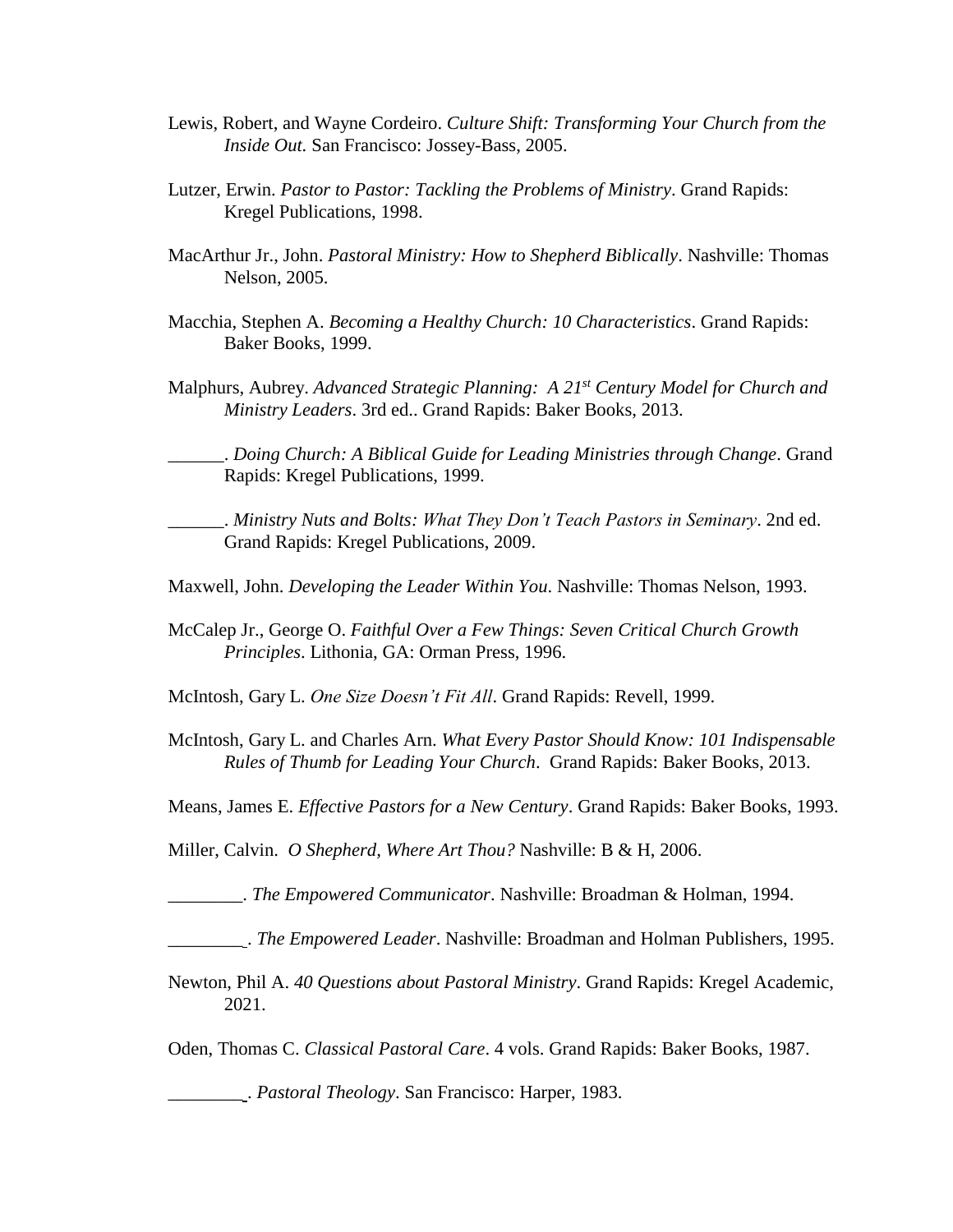Lewis, Robert, and Wayne Cordeiro. *Culture Shift: Transforming Your Church from the Inside Out.* San Francisco: Jossey-Bass, 2005.

Lutzer, Erwin. *Pastor to Pastor: Tackling the Problems of Ministry*. Grand Rapids: Kregel Publications, 1998.

MacArthur Jr., John. *Pastoral Ministry: How to Shepherd Biblically*. Nashville: Thomas Nelson, 2005.

Macchia, Stephen A. *Becoming a Healthy Church: 10 Characteristics*. Grand Rapids: Baker Books, 1999.

Malphurs, Aubrey. *Advanced Strategic Planning: A 21st Century Model for Church and Ministry Leaders*. 3rd ed.. Grand Rapids: Baker Books, 2013.

______. *Doing Church: A Biblical Guide for Leading Ministries through Change*. Grand Rapids: Kregel Publications, 1999.

______. *Ministry Nuts and Bolts: What They Don't Teach Pastors in Seminary*. 2nd ed. Grand Rapids: Kregel Publications, 2009.

Maxwell, John. *Developing the Leader Within You*. Nashville: Thomas Nelson, 1993.

McCalep Jr., George O. *Faithful Over a Few Things: Seven Critical Church Growth Principles*. Lithonia, GA: Orman Press, 1996.

McIntosh, Gary L. *One Size Doesn't Fit All*. Grand Rapids: Revell, 1999.

McIntosh, Gary L. and Charles Arn. *What Every Pastor Should Know: 101 Indispensable Rules of Thumb for Leading Your Church*. Grand Rapids: Baker Books, 2013.

Means, James E. *Effective Pastors for a New Century*. Grand Rapids: Baker Books, 1993.

Miller, Calvin. *O Shepherd, Where Art Thou?* Nashville: B & H, 2006.

________. *The Empowered Communicator*. Nashville: Broadman & Holman, 1994.

________. *The Empowered Leader*. Nashville: Broadman and Holman Publishers, 1995.

Newton, Phil A. *40 Questions about Pastoral Ministry*. Grand Rapids: Kregel Academic, 2021.

Oden, Thomas C. *Classical Pastoral Care*. 4 vols. Grand Rapids: Baker Books, 1987.

________. *Pastoral Theology*. San Francisco: Harper, 1983.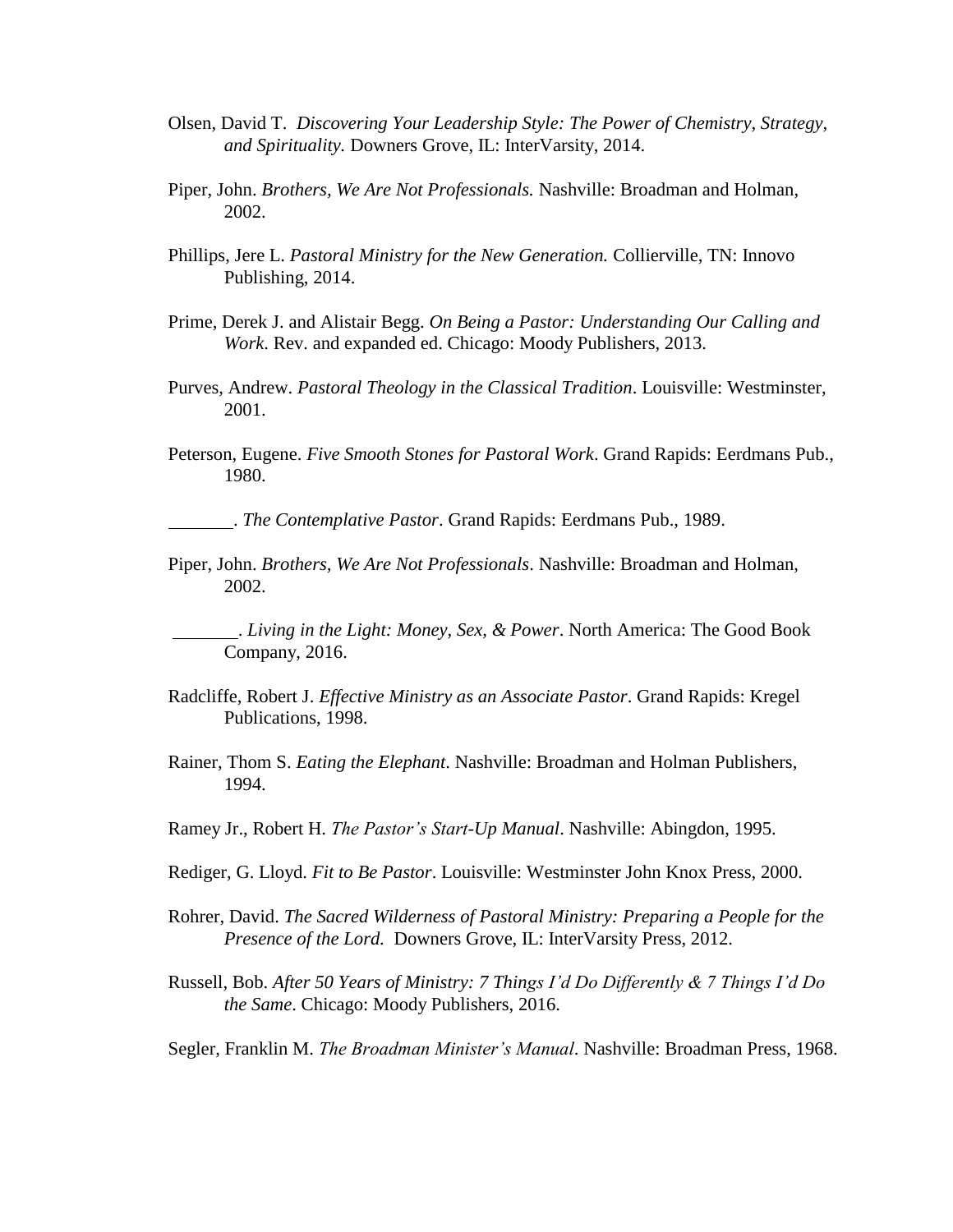Olsen, David T. *Discovering Your Leadership Style: The Power of Chemistry, Strategy, and Spirituality.* Downers Grove, IL: InterVarsity, 2014.

Piper, John. *Brothers, We Are Not Professionals.* Nashville: Broadman and Holman, 2002.

Phillips, Jere L. *Pastoral Ministry for the New Generation.* Collierville, TN: Innovo Publishing, 2014.

Prime, Derek J. and Alistair Begg. *On Being a Pastor: Understanding Our Calling and Work.* Rev. and expanded ed. Chicago: Moody Publishers, 2013.

Purves, Andrew. *Pastoral Theology in the Classical Tradition*. Louisville: Westminster, 2001.

Peterson, Eugene. *Five Smooth Stones for Pastoral Work*. Grand Rapids: Eerdmans Pub., 1980.

_______. *The Contemplative Pastor*. Grand Rapids: Eerdmans Pub., 1989.

Piper, John. *Brothers, We Are Not Professionals*. Nashville: Broadman and Holman, 2002.

_______. *Living in the Light: Money, Sex, & Power*. North America: The Good Book Company, 2016.

Radcliffe, Robert J. *Effective Ministry as an Associate Pastor*. Grand Rapids: Kregel Publications, 1998.

Rainer, Thom S. *Eating the Elephant*. Nashville: Broadman and Holman Publishers, 1994.

Ramey Jr., Robert H. *The Pastor's Start-Up Manual*. Nashville: Abingdon, 1995.

Rediger, G. Lloyd. *Fit to Be Pastor*. Louisville: Westminster John Knox Press, 2000.

Rohrer, David. *The Sacred Wilderness of Pastoral Ministry: Preparing a People for the Presence of the Lord.* Downers Grove, IL: InterVarsity Press, 2012.

Russell, Bob. *After 50 Years of Ministry: 7 Things I'd Do Differently & 7 Things I'd Do the Same*. Chicago: Moody Publishers, 2016.

Segler, Franklin M. *The Broadman Minister's Manual*. Nashville: Broadman Press, 1968.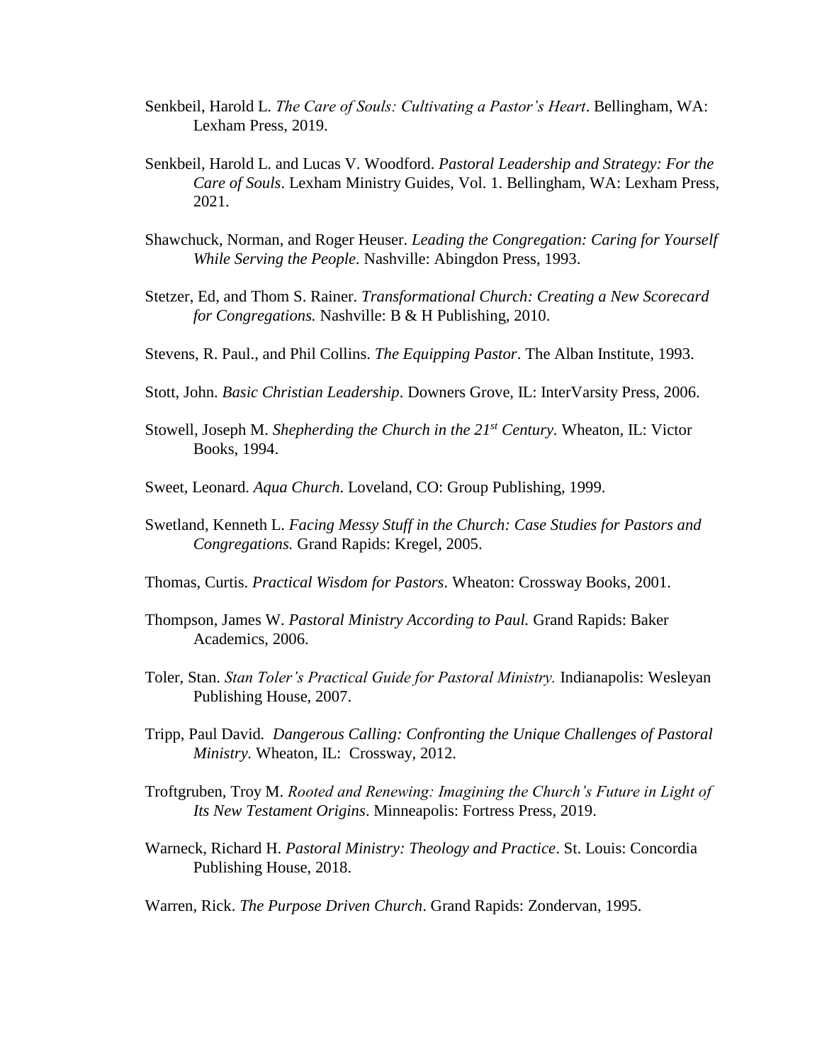Senkbeil, Harold L. *The Care of Souls: Cultivating a Pastor's Heart*. Bellingham, WA: Lexham Press, 2019.

Senkbeil, Harold L. and Lucas V. Woodford. *Pastoral Leadership and Strategy: For the Care of Souls*. Lexham Ministry Guides, Vol. 1. Bellingham, WA: Lexham Press, 2021.

Shawchuck, Norman, and Roger Heuser. *Leading the Congregation: Caring for Yourself While Serving the People.* Nashville: Abingdon Press, 1993.

Stetzer, Ed, and Thom S. Rainer. *Transformational Church: Creating a New Scorecard for Congregations.* Nashville: B & H Publishing, 2010.

Stevens, R. Paul., and Phil Collins. *The Equipping Pastor*. The Alban Institute, 1993.

Stott, John. *Basic Christian Leadership*. Downers Grove, IL: InterVarsity Press, 2006.

Stowell, Joseph M. *Shepherding the Church in the 21st Century*. Wheaton, IL: Victor Books, 1994.

Sweet, Leonard. *Aqua Church*. Loveland, CO: Group Publishing, 1999.

Swetland, Kenneth L. *Facing Messy Stuff in the Church: Case Studies for Pastors and Congregations.* Grand Rapids: Kregel, 2005.

Thomas, Curtis. *Practical Wisdom for Pastors*. Wheaton: Crossway Books, 2001.

Thompson, James W. *Pastoral Ministry According to Paul.* Grand Rapids: Baker Academics, 2006.

Toler, Stan. *Stan Toler's Practical Guide for Pastoral Ministry.* Indianapolis: Wesleyan Publishing House, 2007.

Tripp, Paul David. *Dangerous Calling: Confronting the Unique Challenges of Pastoral Ministry.* Wheaton, IL: Crossway, 2012.

Troftgruben, Troy M. *Rooted and Renewing: Imagining the Church's Future in Light of Its New Testament Origins*. Minneapolis: Fortress Press, 2019.

Warneck, Richard H. *Pastoral Ministry: Theology and Practice*. St. Louis: Concordia Publishing House, 2018.

Warren, Rick. *The Purpose Driven Church*. Grand Rapids: Zondervan, 1995.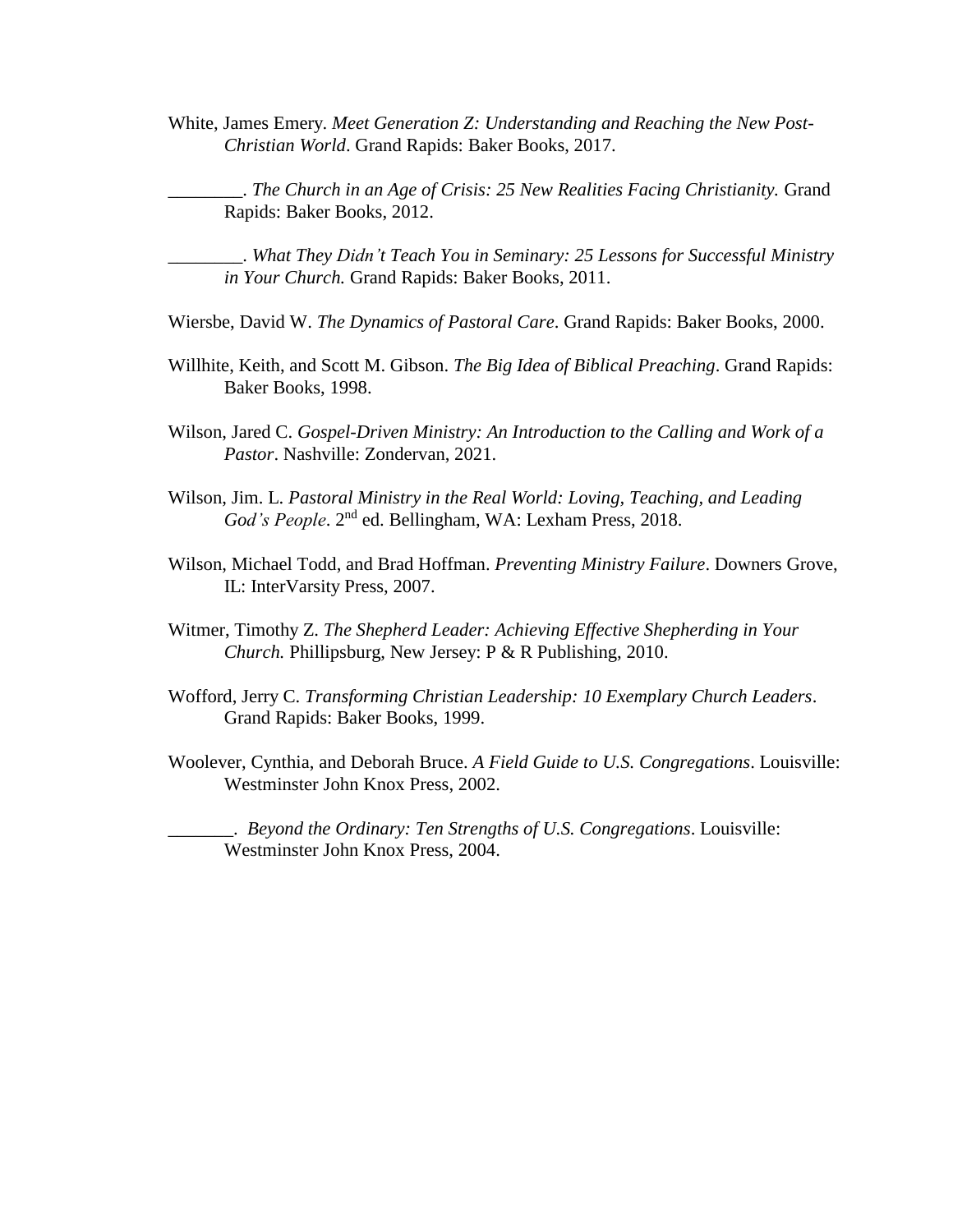White, James Emery. *Meet Generation Z: Understanding and Reaching the New Post-Christian World*. Grand Rapids: Baker Books, 2017.

________. *The Church in an Age of Crisis: 25 New Realities Facing Christianity.* Grand Rapids: Baker Books, 2012.

________. *What They Didn't Teach You in Seminary: 25 Lessons for Successful Ministry in Your Church.* Grand Rapids: Baker Books, 2011.

Wiersbe, David W. *The Dynamics of Pastoral Care*. Grand Rapids: Baker Books, 2000.

Willhite, Keith, and Scott M. Gibson. *The Big Idea of Biblical Preaching*. Grand Rapids: Baker Books, 1998.

Wilson, Jared C. *Gospel-Driven Ministry: An Introduction to the Calling and Work of a Pastor*. Nashville: Zondervan, 2021.

Wilson, Jim. L. *Pastoral Ministry in the Real World: Loving, Teaching, and Leading God's People*. 2nd ed. Bellingham, WA: Lexham Press, 2018.

Wilson, Michael Todd, and Brad Hoffman. *Preventing Ministry Failure*. Downers Grove, IL: InterVarsity Press, 2007.

Witmer, Timothy Z. *The Shepherd Leader: Achieving Effective Shepherding in Your Church.* Phillipsburg, New Jersey: P & R Publishing, 2010.

Wofford, Jerry C. *Transforming Christian Leadership: 10 Exemplary Church Leaders*. Grand Rapids: Baker Books, 1999.

Woolever, Cynthia, and Deborah Bruce. *A Field Guide to U.S. Congregations*. Louisville: Westminster John Knox Press, 2002.

_______. *Beyond the Ordinary: Ten Strengths of U.S. Congregations*. Louisville: Westminster John Knox Press, 2004.